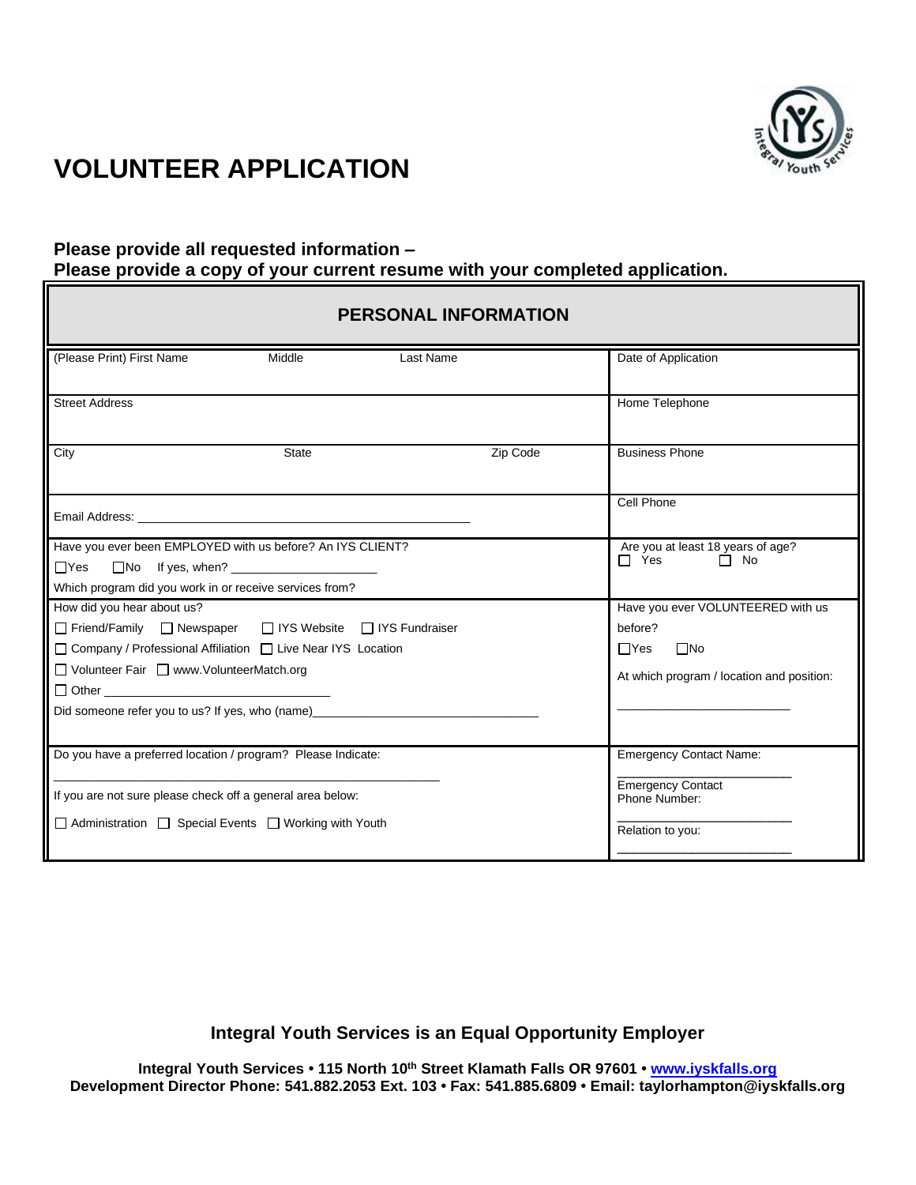# VOLUNTEER APPLICATION

**Please provide all requested information –**
**Please provide a copy of your current resume with your completed application.**

## PERSONAL INFORMATION

| | |
|---|---|
| (Please Print) First Name &nbsp;&nbsp;&nbsp; Middle &nbsp;&nbsp;&nbsp; Last Name | Date of Application |
| Street Address | Home Telephone |
| City &nbsp;&nbsp;&nbsp; State &nbsp;&nbsp;&nbsp; Zip Code | Business Phone |
| Email Address: ______________________________________________ | Cell Phone |
| Have you ever been EMPLOYED with us before? An IYS CLIENT?<br>☐Yes ☐No If yes, when? ____________________<br>Which program did you work in or receive services from? | Are you at least 18 years of age?<br>☐ Yes ☐ No |
| How did you hear about us?<br>☐ Friend/Family ☐ Newspaper ☐ IYS Website ☐ IYS Fundraiser<br>☐ Company / Professional Affiliation ☐ Live Near IYS Location<br>☐ Volunteer Fair ☐ www.VolunteerMatch.org<br>☐ Other ______________________________<br>Did someone refer you to us? If yes, who (name)________________________________ | Have you ever VOLUNTEERED with us before?<br>☐Yes ☐No<br>At which program / location and position:<br>_________________________ |
| Do you have a preferred location / program? Please Indicate:<br>_____________________________________________<br>If you are not sure please check off a general area below:<br>☐ Administration ☐ Special Events ☐ Working with Youth | Emergency Contact Name:<br>_________________________<br>Emergency Contact Phone Number:<br>_________________________<br>Relation to you:<br>_________________________ |

**Integral Youth Services is an Equal Opportunity Employer**

**Integral Youth Services • 115 North 10th Street Klamath Falls OR 97601 • www.iyskfalls.org**
**Development Director Phone: 541.882.2053 Ext. 103 • Fax: 541.885.6809 • Email: taylorhampton@iyskfalls.org**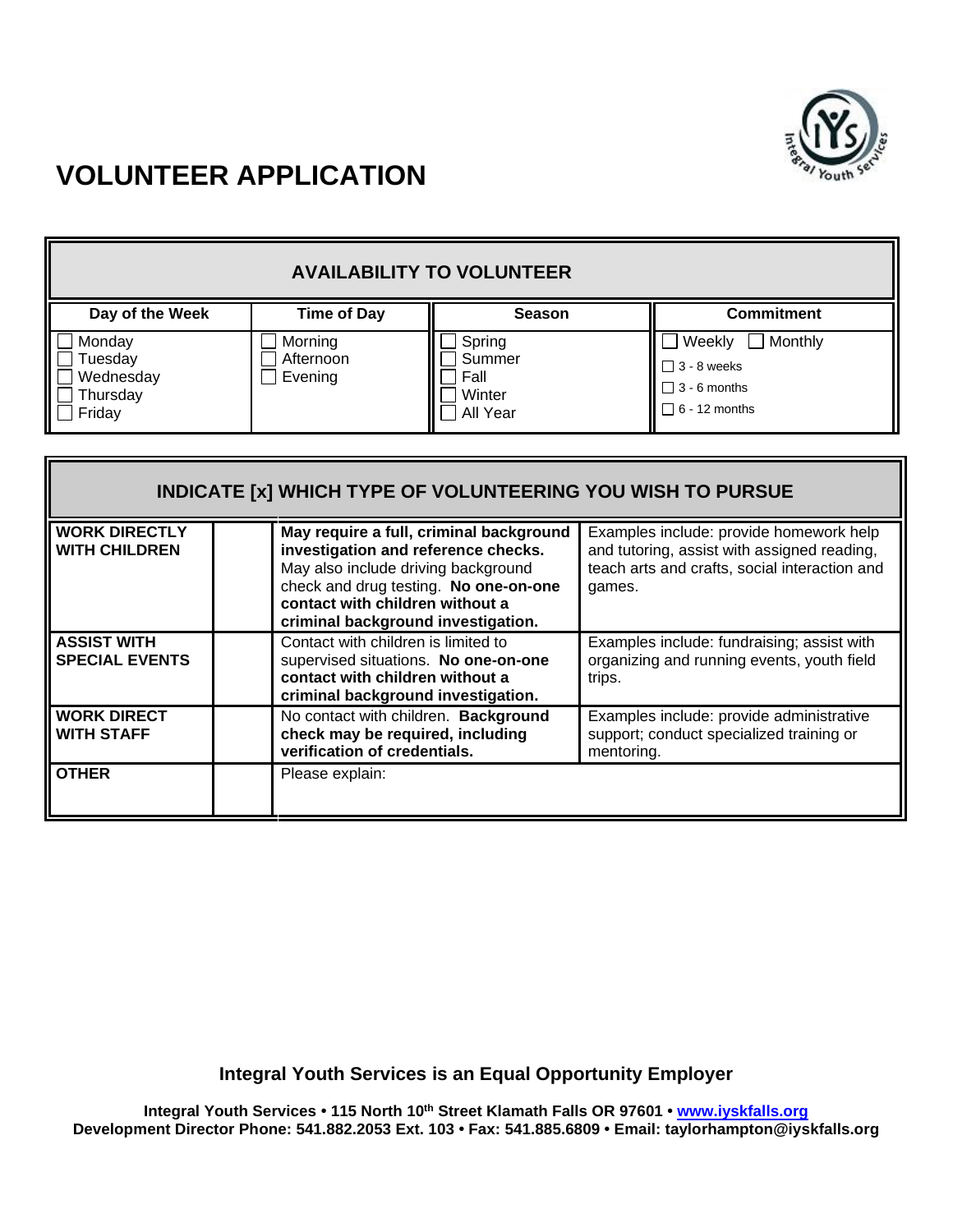# VOLUNTEER APPLICATION

| AVAILABILITY TO VOLUNTEER | | | |
|---|---|---|---|
| **Day of the Week** | **Time of Day** | **Season** | **Commitment** |
| ☐ Monday<br>☐ Tuesday<br>☐ Wednesday<br>☐ Thursday<br>☐ Friday | ☐ Morning<br>☐ Afternoon<br>☐ Evening | ☐ Spring<br>☐ Summer<br>☐ Fall<br>☐ Winter<br>☐ All Year | ☐ Weekly ☐ Monthly<br>☐ 3 - 8 weeks<br>☐ 3 - 6 months<br>☐ 6 - 12 months |

| INDICATE [x] WHICH TYPE OF VOLUNTEERING YOU WISH TO PURSUE | | | |
|---|---|---|---|
| **WORK DIRECTLY WITH CHILDREN** | | **May require a full, criminal background investigation and reference checks.** May also include driving background check and drug testing. **No one-on-one contact with children without a criminal background investigation.** | Examples include: provide homework help and tutoring, assist with assigned reading, teach arts and crafts, social interaction and games. |
| **ASSIST WITH SPECIAL EVENTS** | | Contact with children is limited to supervised situations. **No one-on-one contact with children without a criminal background investigation.** | Examples include: fundraising; assist with organizing and running events, youth field trips. |
| **WORK DIRECT WITH STAFF** | | No contact with children. **Background check may be required, including verification of credentials.** | Examples include: provide administrative support; conduct specialized training or mentoring. |
| **OTHER** | | Please explain: | |

**Integral Youth Services is an Equal Opportunity Employer**

**Integral Youth Services • 115 North 10th Street Klamath Falls OR 97601 • www.iyskfalls.org**
**Development Director Phone: 541.882.2053 Ext. 103 • Fax: 541.885.6809 • Email: taylorhampton@iyskfalls.org**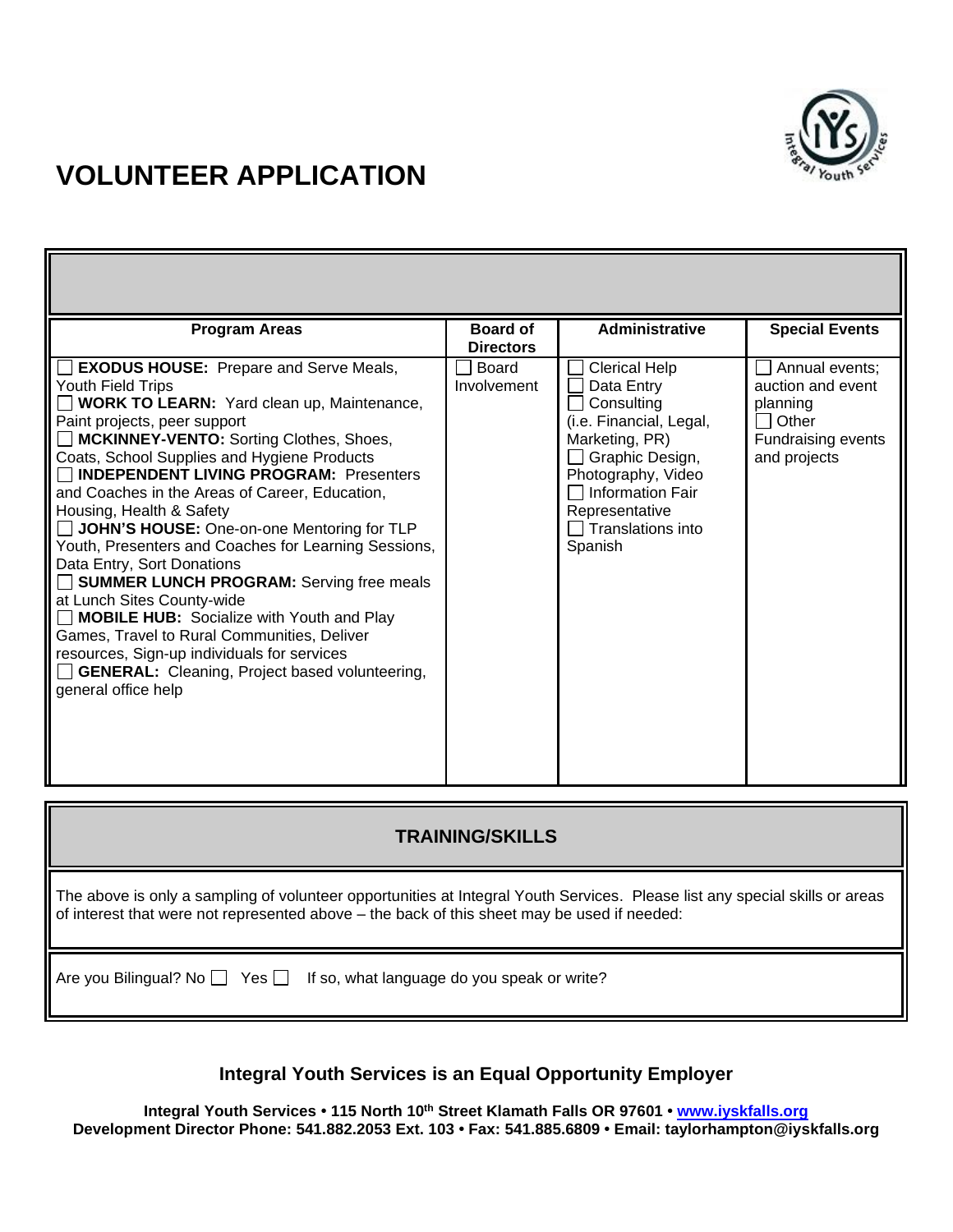# VOLUNTEER APPLICATION

| Program Areas | Board of Directors | Administrative | Special Events |
|---|---|---|---|
| ☐ **EXODUS HOUSE:** Prepare and Serve Meals, Youth Field Trips<br>☐ **WORK TO LEARN:** Yard clean up, Maintenance, Paint projects, peer support<br>☐ **MCKINNEY-VENTO:** Sorting Clothes, Shoes, Coats, School Supplies and Hygiene Products<br>☐ **INDEPENDENT LIVING PROGRAM:** Presenters and Coaches in the Areas of Career, Education, Housing, Health & Safety<br>☐ **JOHN'S HOUSE:** One-on-one Mentoring for TLP Youth, Presenters and Coaches for Learning Sessions, Data Entry, Sort Donations<br>☐ **SUMMER LUNCH PROGRAM:** Serving free meals at Lunch Sites County-wide<br>☐ **MOBILE HUB:** Socialize with Youth and Play Games, Travel to Rural Communities, Deliver resources, Sign-up individuals for services<br>☐ **GENERAL:** Cleaning, Project based volunteering, general office help | ☐ Board Involvement | ☐ Clerical Help<br>☐ Data Entry<br>☐ Consulting (i.e. Financial, Legal, Marketing, PR)<br>☐ Graphic Design, Photography, Video<br>☐ Information Fair Representative<br>☐ Translations into Spanish | ☐ Annual events; auction and event planning<br>☐ Other Fundraising events and projects |

## TRAINING/SKILLS

The above is only a sampling of volunteer opportunities at Integral Youth Services. Please list any special skills or areas of interest that were not represented above – the back of this sheet may be used if needed:

Are you Bilingual? No ☐ Yes ☐ If so, what language do you speak or write?

**Integral Youth Services is an Equal Opportunity Employer**

**Integral Youth Services • 115 North 10th Street Klamath Falls OR 97601 • www.iyskfalls.org**
**Development Director Phone: 541.882.2053 Ext. 103 • Fax: 541.885.6809 • Email: taylorhampton@iyskfalls.org**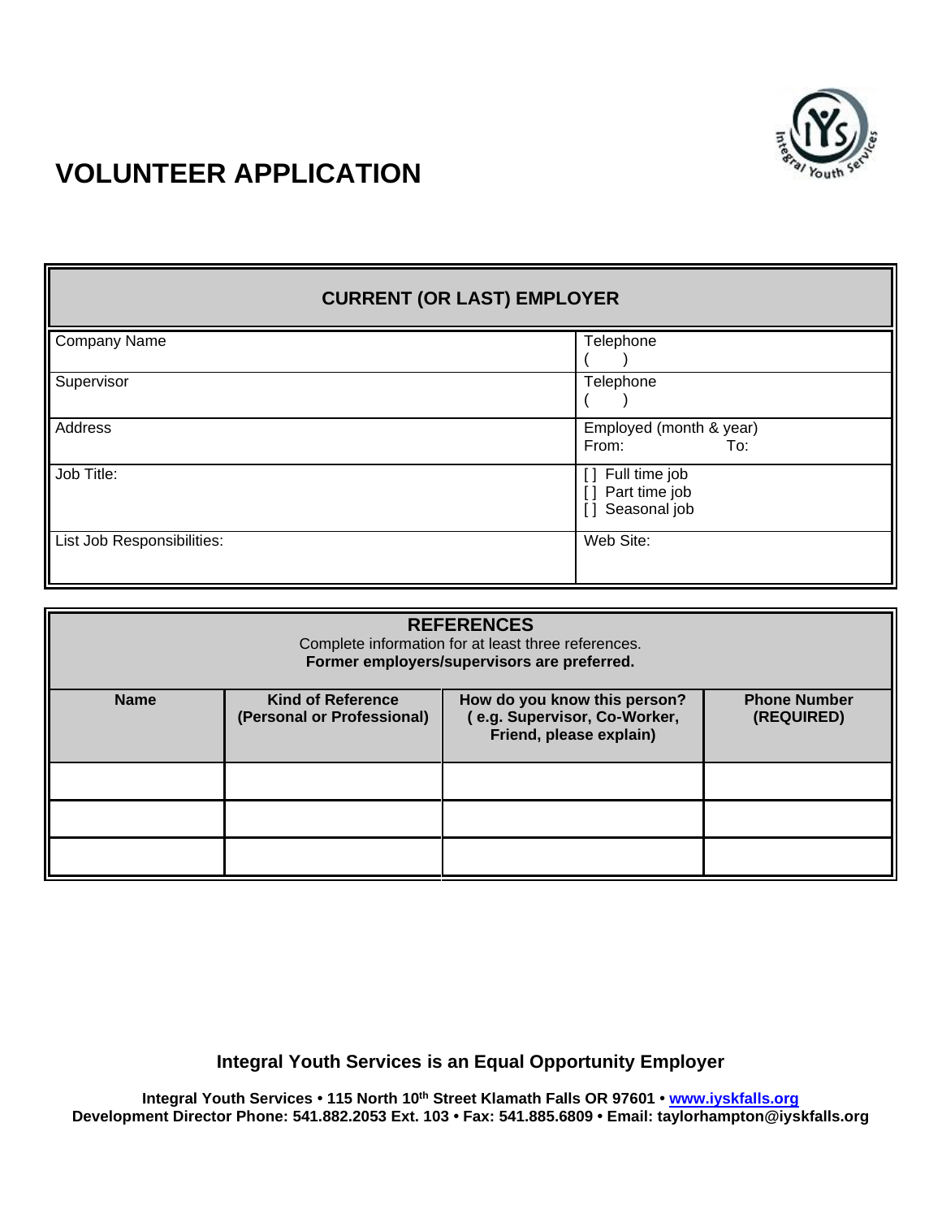# VOLUNTEER APPLICATION

| CURRENT (OR LAST) EMPLOYER | |
|---|---|
| Company Name | Telephone<br>(    ) |
| Supervisor | Telephone<br>(    ) |
| Address | Employed (month & year)<br>From:        To: |
| Job Title: | [ ] Full time job<br>[ ] Part time job<br>[ ] Seasonal job |
| List Job Responsibilities: | Web Site: |

**REFERENCES**

Complete information for at least three references.
**Former employers/supervisors are preferred.**

| Name | Kind of Reference (Personal or Professional) | How do you know this person? ( e.g. Supervisor, Co-Worker, Friend, please explain) | Phone Number (REQUIRED) |
|---|---|---|---|
| | | | |
| | | | |
| | | | |

**Integral Youth Services is an Equal Opportunity Employer**

**Integral Youth Services • 115 North 10th Street Klamath Falls OR 97601 • www.iyskfalls.org**
**Development Director Phone: 541.882.2053 Ext. 103 • Fax: 541.885.6809 • Email: taylorhampton@iyskfalls.org**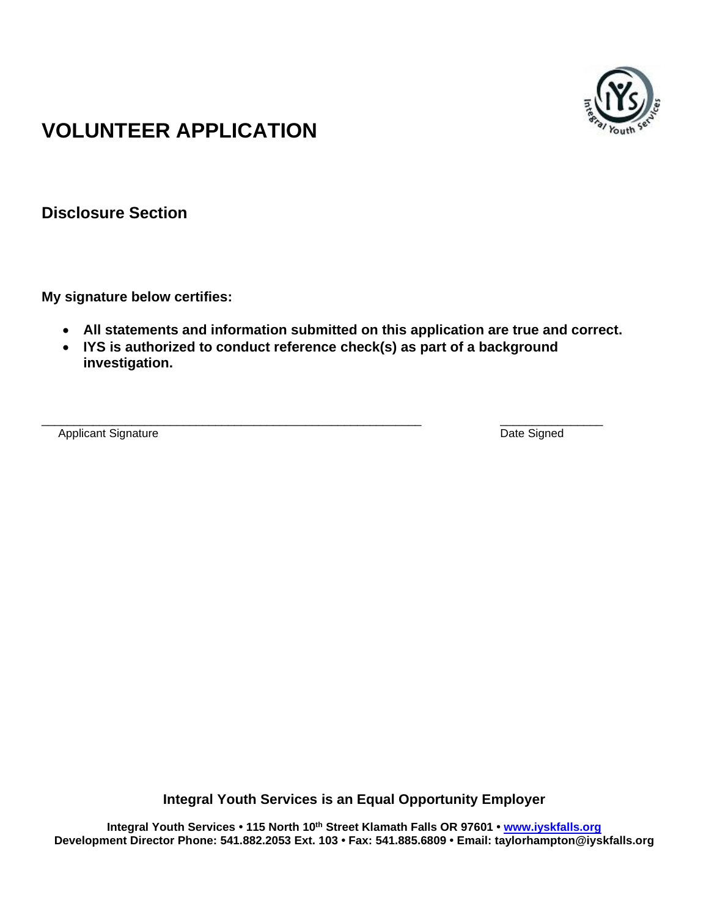# VOLUNTEER APPLICATION

## Disclosure Section

**My signature below certifies:**

- **All statements and information submitted on this application are true and correct.**
- **IYS is authorized to conduct reference check(s) as part of a background investigation.**

_______________________________________________ _______________
Applicant Signature Date Signed

**Integral Youth Services is an Equal Opportunity Employer**

**Integral Youth Services • 115 North 10th Street Klamath Falls OR 97601 • [www.iyskfalls.org](http://www.iyskfalls.org)**
**Development Director Phone: 541.882.2053 Ext. 103 • Fax: 541.885.6809 • Email: taylorhampton@iyskfalls.org**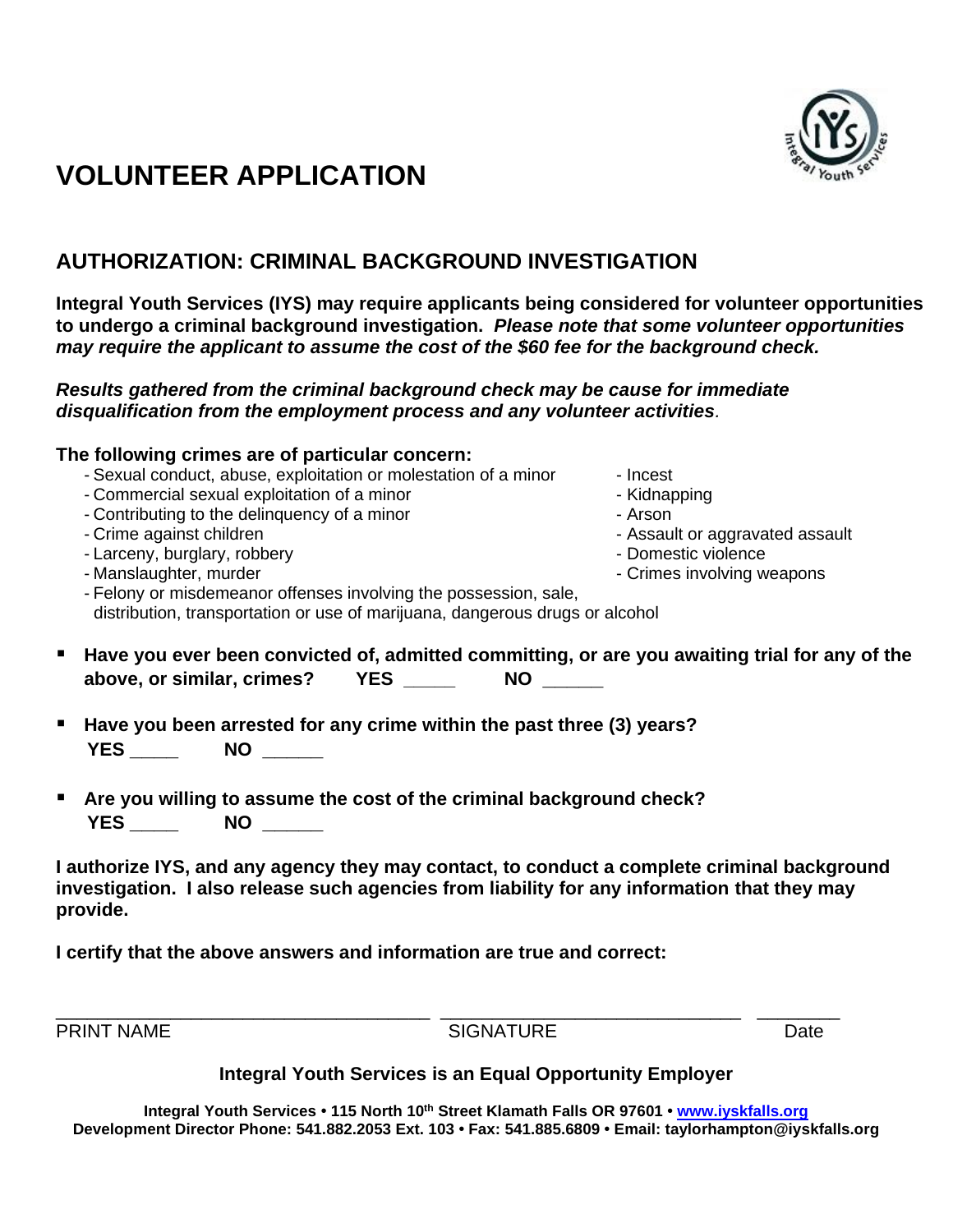# VOLUNTEER APPLICATION

## AUTHORIZATION: CRIMINAL BACKGROUND INVESTIGATION

**Integral Youth Services (IYS) may require applicants being considered for volunteer opportunities to undergo a criminal background investigation.** ***Please note that some volunteer opportunities may require the applicant to assume the cost of the $60 fee for the background check.***

***Results gathered from the criminal background check may be cause for immediate disqualification from the employment process and any volunteer activities***.

**The following crimes are of particular concern:**

- Sexual conduct, abuse, exploitation or molestation of a minor
- Commercial sexual exploitation of a minor
- Contributing to the delinquency of a minor
- Crime against children
- Larceny, burglary, robbery
- Manslaughter, murder
- Felony or misdemeanor offenses involving the possession, sale, distribution, transportation or use of marijuana, dangerous drugs or alcohol
- Incest
- Kidnapping
- Arson
- Assault or aggravated assault
- Domestic violence
- Crimes involving weapons

- **Have you ever been convicted of, admitted committing, or are you awaiting trial for any of the above, or similar, crimes? YES _____ NO ______**

- **Have you been arrested for any crime within the past three (3) years?**
  **YES _____ NO ______**

- **Are you willing to assume the cost of the criminal background check?**
  **YES _____ NO ______**

**I authorize IYS, and any agency they may contact, to conduct a complete criminal background investigation. I also release such agencies from liability for any information that they may provide.**

**I certify that the above answers and information are true and correct:**

_________________________________ _____________________________ ________

PRINT NAME SIGNATURE Date

**Integral Youth Services is an Equal Opportunity Employer**

**Integral Youth Services • 115 North 10th Street Klamath Falls OR 97601 • www.iyskfalls.org**
**Development Director Phone: 541.882.2053 Ext. 103 • Fax: 541.885.6809 • Email: taylorhampton@iyskfalls.org**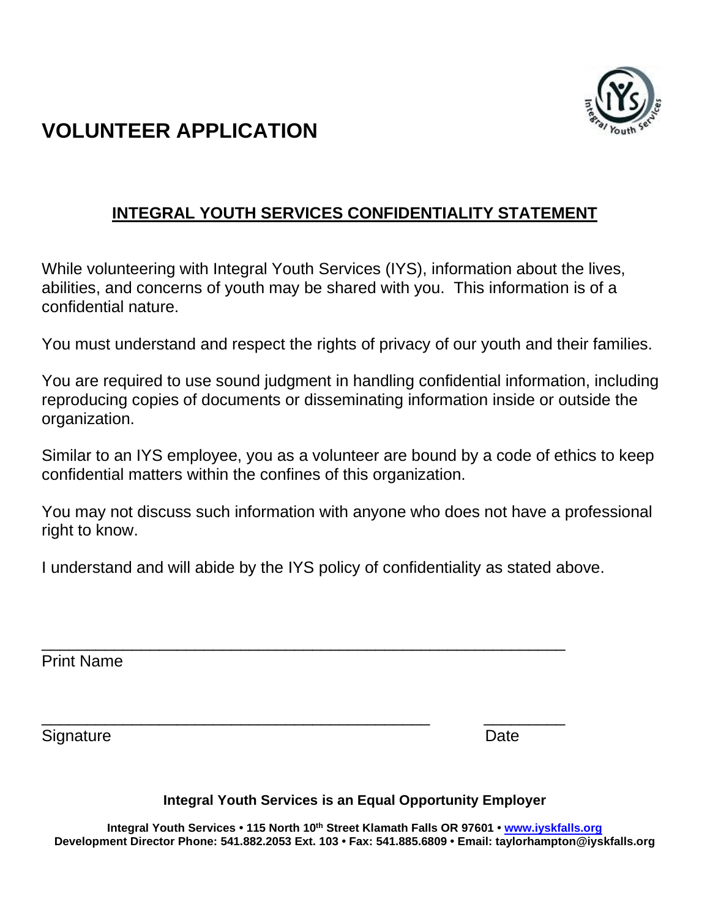# VOLUNTEER APPLICATION

## INTEGRAL YOUTH SERVICES CONFIDENTIALITY STATEMENT

While volunteering with Integral Youth Services (IYS), information about the lives, abilities, and concerns of youth may be shared with you. This information is of a confidential nature.

You must understand and respect the rights of privacy of our youth and their families.

You are required to use sound judgment in handling confidential information, including reproducing copies of documents or disseminating information inside or outside the organization.

Similar to an IYS employee, you as a volunteer are bound by a code of ethics to keep confidential matters within the confines of this organization.

You may not discuss such information with anyone who does not have a professional right to know.

I understand and will abide by the IYS policy of confidentiality as stated above.

_______________________________________________________

Print Name

_________________________________________ __________

Signature Date

**Integral Youth Services is an Equal Opportunity Employer**

**Integral Youth Services • 115 North 10th Street Klamath Falls OR 97601 • www.iyskfalls.org**
**Development Director Phone: 541.882.2053 Ext. 103 • Fax: 541.885.6809 • Email: taylorhampton@iyskfalls.org**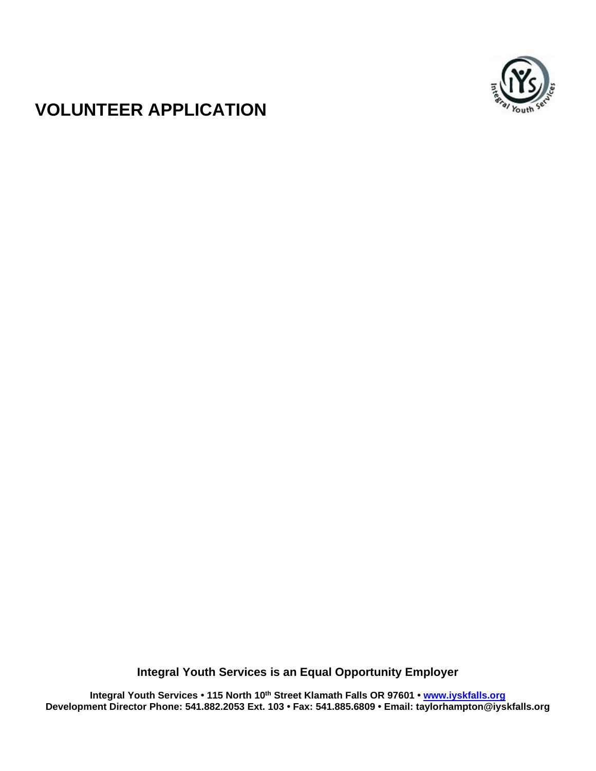# VOLUNTEER APPLICATION

**Integral Youth Services is an Equal Opportunity Employer**

**Integral Youth Services • 115 North 10th Street Klamath Falls OR 97601 • www.iyskfalls.org**
**Development Director Phone: 541.882.2053 Ext. 103 • Fax: 541.885.6809 • Email: taylorhampton@iyskfalls.org**